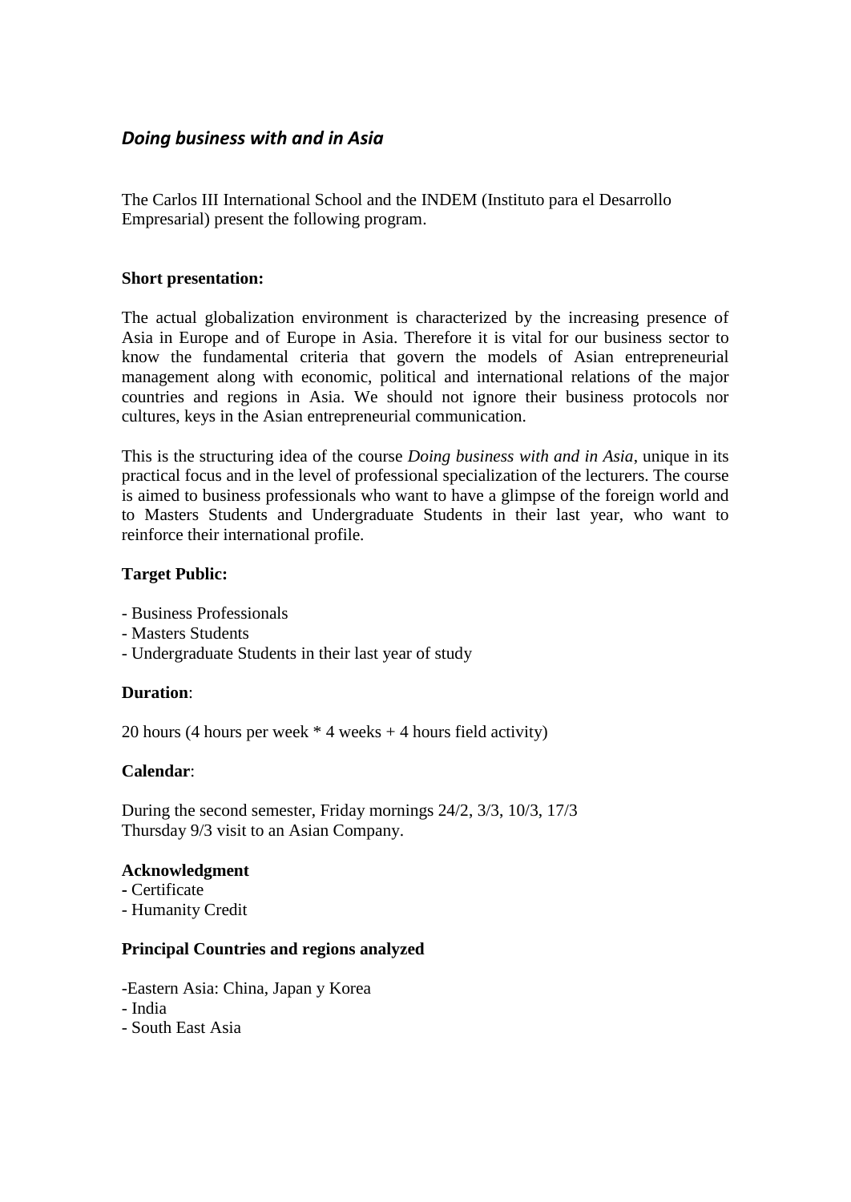## *Doing business with and in Asia*

The Carlos III International School and the INDEM (Instituto para el Desarrollo Empresarial) present the following program.

**Short presentation:**

The actual globalization environment is characterized by the increasing presence of Asia in Europe and of Europe in Asia. Therefore it is vital for our business sector to know the fundamental criteria that govern the models of Asian entrepreneurial management along with economic, political and international relations of the major countries and regions in Asia. We should not ignore their business protocols nor cultures, keys in the Asian entrepreneurial communication.

This is the structuring idea of the course *Doing business with and in Asia*, unique in its practical focus and in the level of professional specialization of the lecturers. The course is aimed to business professionals who want to have a glimpse of the foreign world and to Masters Students and Undergraduate Students in their last year, who want to reinforce their international profile.

**Target Public:**

- Business Professionals
- Masters Students
- Undergraduate Students in their last year of study

**Duration**:

20 hours (4 hours per week * 4 weeks + 4 hours field activity)

**Calendar**:

During the second semester, Friday mornings 24/2, 3/3, 10/3, 17/3
Thursday 9/3 visit to an Asian Company.

**Acknowledgment**

- Certificate
- Humanity Credit

**Principal Countries and regions analyzed**

- Eastern Asia: China, Japan y Korea
- India
- South East Asia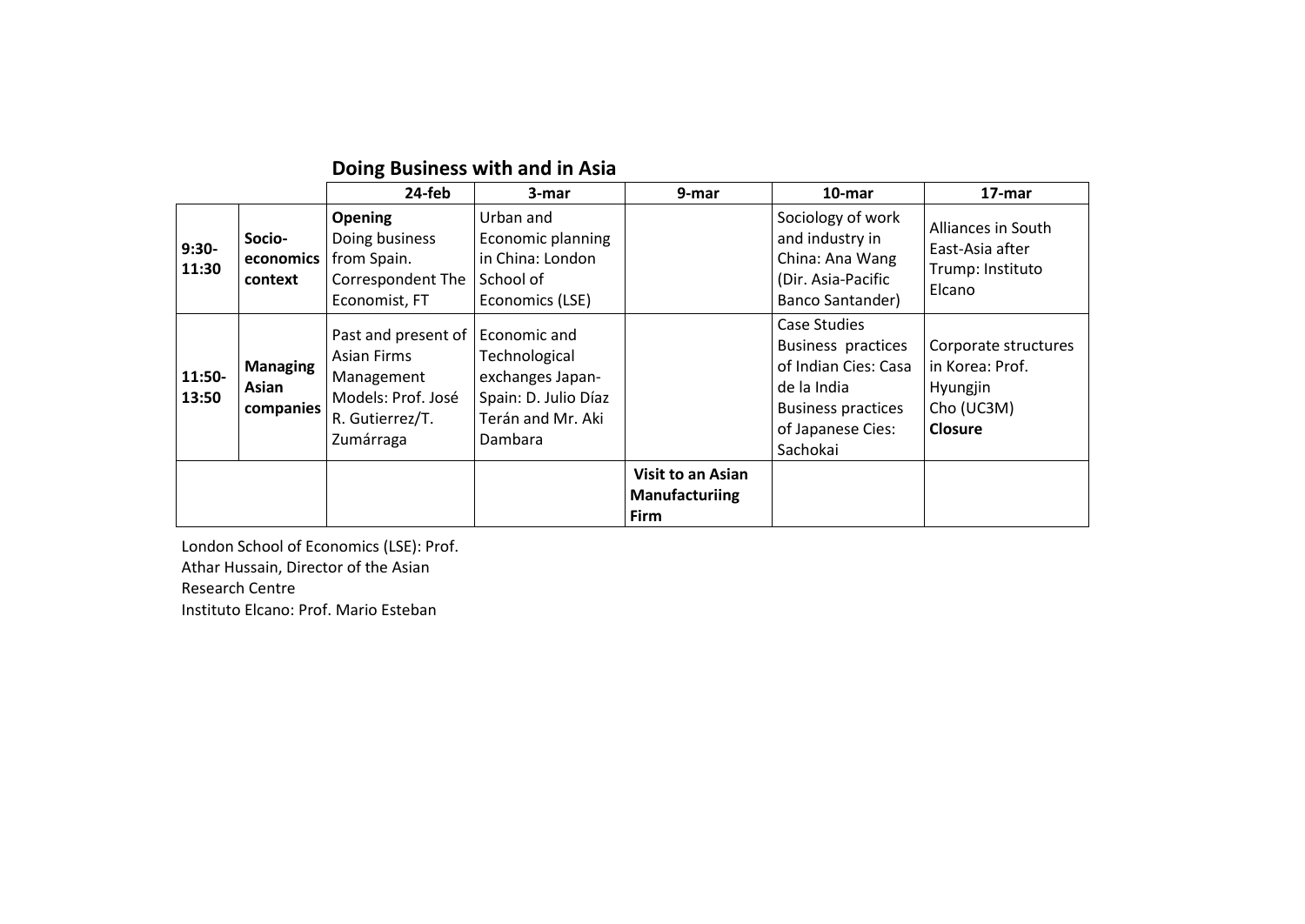## Doing Business with and in Asia

| | | 24-feb | 3-mar | 9-mar | 10-mar | 17-mar |
|---|---|---|---|---|---|---|
| 9:30-11:30 | **Socio-economics context** | **Opening** Doing business from Spain. Correspondent The Economist, FT | Urban and Economic planning in China: London School of Economics (LSE) | | Sociology of work and industry in China: Ana Wang (Dir. Asia-Pacific Banco Santander) | Alliances in South East-Asia after Trump: Instituto Elcano |
| 11:50-13:50 | **Managing Asian companies** | Past and present of Asian Firms Management Models: Prof. José R. Gutierrez/T. Zumárraga | Economic and Technological exchanges Japan-Spain: D. Julio Díaz Terán and Mr. Aki Dambara | | Case Studies Business practices of Indian Cies: Casa de la India Business practices of Japanese Cies: Sachokai | Corporate structures in Korea: Prof. Hyungjin Cho (UC3M) **Closure** |
| | | | | **Visit to an Asian Manufacturiing Firm** | | |

London School of Economics (LSE): Prof. Athar Hussain, Director of the Asian Research Centre

Instituto Elcano: Prof. Mario Esteban